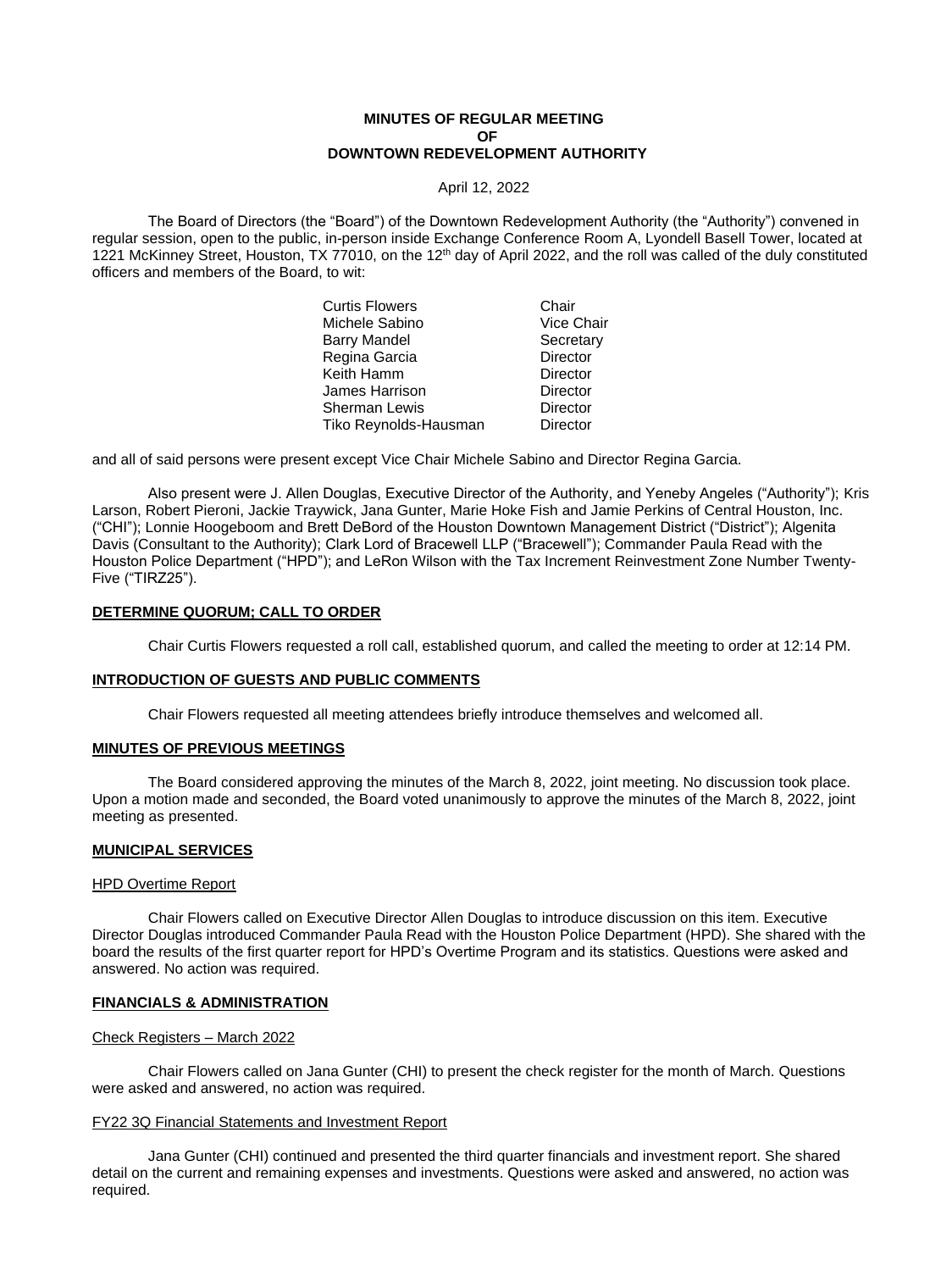**MINUTES OF REGULAR MEETING**
**OF**
**DOWNTOWN REDEVELOPMENT AUTHORITY**

April 12, 2022

The Board of Directors (the "Board") of the Downtown Redevelopment Authority (the "Authority") convened in regular session, open to the public, in-person inside Exchange Conference Room A, Lyondell Basell Tower, located at 1221 McKinney Street, Houston, TX 77010, on the 12th day of April 2022, and the roll was called of the duly constituted officers and members of the Board, to wit:

| | |
|---|---|
| Curtis Flowers | Chair |
| Michele Sabino | Vice Chair |
| Barry Mandel | Secretary |
| Regina Garcia | Director |
| Keith Hamm | Director |
| James Harrison | Director |
| Sherman Lewis | Director |
| Tiko Reynolds-Hausman | Director |

and all of said persons were present except Vice Chair Michele Sabino and Director Regina Garcia.

Also present were J. Allen Douglas, Executive Director of the Authority, and Yeneby Angeles ("Authority"); Kris Larson, Robert Pieroni, Jackie Traywick, Jana Gunter, Marie Hoke Fish and Jamie Perkins of Central Houston, Inc. ("CHI"); Lonnie Hoogeboom and Brett DeBord of the Houston Downtown Management District ("District"); Algenita Davis (Consultant to the Authority); Clark Lord of Bracewell LLP ("Bracewell"); Commander Paula Read with the Houston Police Department ("HPD"); and LeRon Wilson with the Tax Increment Reinvestment Zone Number Twenty-Five ("TIRZ25").

**DETERMINE QUORUM; CALL TO ORDER**

Chair Curtis Flowers requested a roll call, established quorum, and called the meeting to order at 12:14 PM.

**INTRODUCTION OF GUESTS AND PUBLIC COMMENTS**

Chair Flowers requested all meeting attendees briefly introduce themselves and welcomed all.

**MINUTES OF PREVIOUS MEETINGS**

The Board considered approving the minutes of the March 8, 2022, joint meeting. No discussion took place. Upon a motion made and seconded, the Board voted unanimously to approve the minutes of the March 8, 2022, joint meeting as presented.

**MUNICIPAL SERVICES**

HPD Overtime Report

Chair Flowers called on Executive Director Allen Douglas to introduce discussion on this item. Executive Director Douglas introduced Commander Paula Read with the Houston Police Department (HPD). She shared with the board the results of the first quarter report for HPD's Overtime Program and its statistics. Questions were asked and answered. No action was required.

**FINANCIALS & ADMINISTRATION**

Check Registers – March 2022

Chair Flowers called on Jana Gunter (CHI) to present the check register for the month of March. Questions were asked and answered, no action was required.

FY22 3Q Financial Statements and Investment Report

Jana Gunter (CHI) continued and presented the third quarter financials and investment report. She shared detail on the current and remaining expenses and investments. Questions were asked and answered, no action was required.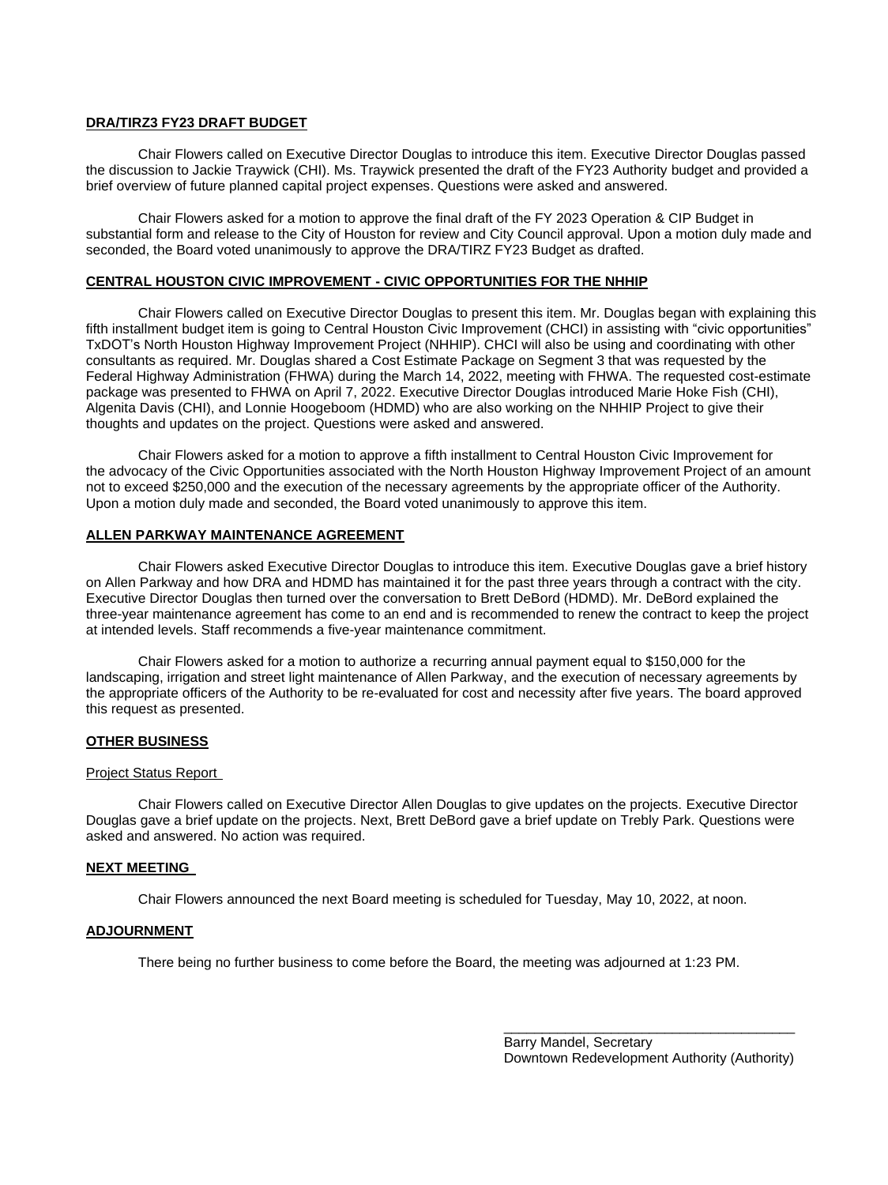## DRA/TIRZ3 FY23 DRAFT BUDGET

Chair Flowers called on Executive Director Douglas to introduce this item. Executive Director Douglas passed the discussion to Jackie Traywick (CHI). Ms. Traywick presented the draft of the FY23 Authority budget and provided a brief overview of future planned capital project expenses. Questions were asked and answered.

Chair Flowers asked for a motion to approve the final draft of the FY 2023 Operation & CIP Budget in substantial form and release to the City of Houston for review and City Council approval. Upon a motion duly made and seconded, the Board voted unanimously to approve the DRA/TIRZ FY23 Budget as drafted.

## CENTRAL HOUSTON CIVIC IMPROVEMENT - CIVIC OPPORTUNITIES FOR THE NHHIP

Chair Flowers called on Executive Director Douglas to present this item. Mr. Douglas began with explaining this fifth installment budget item is going to Central Houston Civic Improvement (CHCI) in assisting with "civic opportunities" TxDOT's North Houston Highway Improvement Project (NHHIP). CHCI will also be using and coordinating with other consultants as required. Mr. Douglas shared a Cost Estimate Package on Segment 3 that was requested by the Federal Highway Administration (FHWA) during the March 14, 2022, meeting with FHWA. The requested cost-estimate package was presented to FHWA on April 7, 2022. Executive Director Douglas introduced Marie Hoke Fish (CHI), Algenita Davis (CHI), and Lonnie Hoogeboom (HDMD) who are also working on the NHHIP Project to give their thoughts and updates on the project. Questions were asked and answered.

Chair Flowers asked for a motion to approve a fifth installment to Central Houston Civic Improvement for the advocacy of the Civic Opportunities associated with the North Houston Highway Improvement Project of an amount not to exceed $250,000 and the execution of the necessary agreements by the appropriate officer of the Authority. Upon a motion duly made and seconded, the Board voted unanimously to approve this item.

## ALLEN PARKWAY MAINTENANCE AGREEMENT

Chair Flowers asked Executive Director Douglas to introduce this item. Executive Douglas gave a brief history on Allen Parkway and how DRA and HDMD has maintained it for the past three years through a contract with the city. Executive Director Douglas then turned over the conversation to Brett DeBord (HDMD). Mr. DeBord explained the three-year maintenance agreement has come to an end and is recommended to renew the contract to keep the project at intended levels. Staff recommends a five-year maintenance commitment.

Chair Flowers asked for a motion to authorize a recurring annual payment equal to $150,000 for the landscaping, irrigation and street light maintenance of Allen Parkway, and the execution of necessary agreements by the appropriate officers of the Authority to be re-evaluated for cost and necessity after five years. The board approved this request as presented.

## OTHER BUSINESS

### Project Status Report

Chair Flowers called on Executive Director Allen Douglas to give updates on the projects. Executive Director Douglas gave a brief update on the projects. Next, Brett DeBord gave a brief update on Trebly Park. Questions were asked and answered. No action was required.

## NEXT MEETING

Chair Flowers announced the next Board meeting is scheduled for Tuesday, May 10, 2022, at noon.

## ADJOURNMENT

There being no further business to come before the Board, the meeting was adjourned at 1:23 PM.

\_\_\_\_\_\_\_\_\_\_\_\_\_\_\_\_\_\_\_\_\_\_\_\_\_\_\_\_\_\_\_\_\_\_\_\_\_\_

Barry Mandel, Secretary
Downtown Redevelopment Authority (Authority)